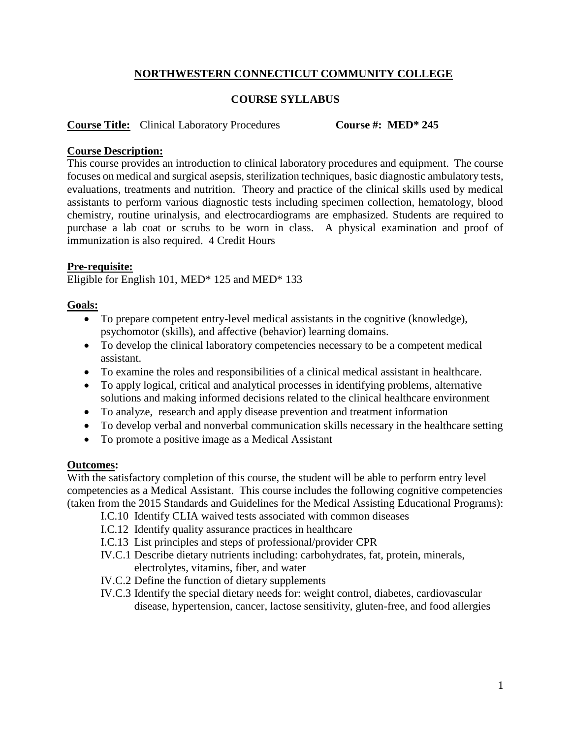# NORTHWESTERN CONNECTICUT COMMUNITY COLLEGE

## COURSE SYLLABUS

**Course Title:** Clinical Laboratory Procedures **Course #: MED* 245**

**Course Description:**

This course provides an introduction to clinical laboratory procedures and equipment. The course focuses on medical and surgical asepsis, sterilization techniques, basic diagnostic ambulatory tests, evaluations, treatments and nutrition. Theory and practice of the clinical skills used by medical assistants to perform various diagnostic tests including specimen collection, hematology, blood chemistry, routine urinalysis, and electrocardiograms are emphasized. Students are required to purchase a lab coat or scrubs to be worn in class. A physical examination and proof of immunization is also required. 4 Credit Hours

**Pre-requisite:**

Eligible for English 101, MED* 125 and MED* 133

**Goals:**

- To prepare competent entry-level medical assistants in the cognitive (knowledge), psychomotor (skills), and affective (behavior) learning domains.
- To develop the clinical laboratory competencies necessary to be a competent medical assistant.
- To examine the roles and responsibilities of a clinical medical assistant in healthcare.
- To apply logical, critical and analytical processes in identifying problems, alternative solutions and making informed decisions related to the clinical healthcare environment
- To analyze, research and apply disease prevention and treatment information
- To develop verbal and nonverbal communication skills necessary in the healthcare setting
- To promote a positive image as a Medical Assistant

**Outcomes:**

With the satisfactory completion of this course, the student will be able to perform entry level competencies as a Medical Assistant. This course includes the following cognitive competencies (taken from the 2015 Standards and Guidelines for the Medical Assisting Educational Programs):

- I.C.10 Identify CLIA waived tests associated with common diseases
- I.C.12 Identify quality assurance practices in healthcare
- I.C.13 List principles and steps of professional/provider CPR
- IV.C.1 Describe dietary nutrients including: carbohydrates, fat, protein, minerals, electrolytes, vitamins, fiber, and water
- IV.C.2 Define the function of dietary supplements
- IV.C.3 Identify the special dietary needs for: weight control, diabetes, cardiovascular disease, hypertension, cancer, lactose sensitivity, gluten-free, and food allergies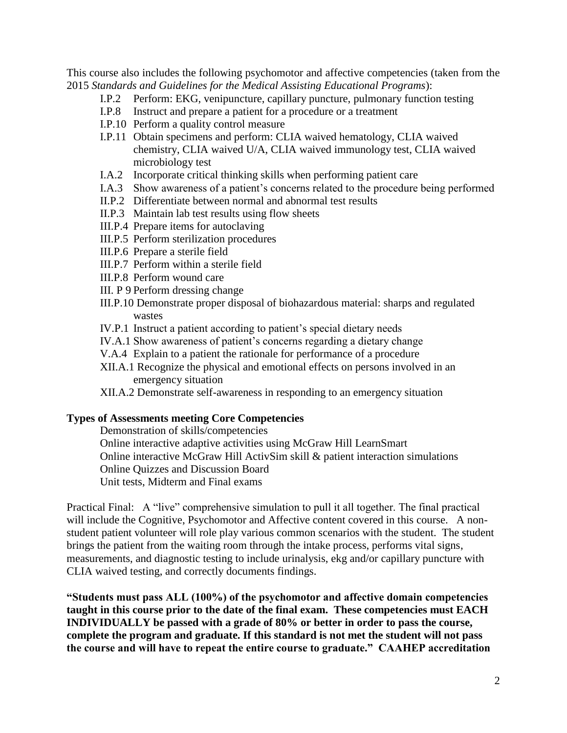This course also includes the following psychomotor and affective competencies (taken from the 2015 *Standards and Guidelines for the Medical Assisting Educational Programs*):

- I.P.2 Perform: EKG, venipuncture, capillary puncture, pulmonary function testing
- I.P.8 Instruct and prepare a patient for a procedure or a treatment
- I.P.10 Perform a quality control measure
- I.P.11 Obtain specimens and perform: CLIA waived hematology, CLIA waived chemistry, CLIA waived U/A, CLIA waived immunology test, CLIA waived microbiology test
- I.A.2 Incorporate critical thinking skills when performing patient care
- I.A.3 Show awareness of a patient's concerns related to the procedure being performed
- II.P.2 Differentiate between normal and abnormal test results
- II.P.3 Maintain lab test results using flow sheets
- III.P.4 Prepare items for autoclaving
- III.P.5 Perform sterilization procedures
- III.P.6 Prepare a sterile field
- III.P.7 Perform within a sterile field
- III.P.8 Perform wound care
- III. P 9 Perform dressing change
- III.P.10 Demonstrate proper disposal of biohazardous material: sharps and regulated wastes
- IV.P.1 Instruct a patient according to patient's special dietary needs
- IV.A.1 Show awareness of patient's concerns regarding a dietary change
- V.A.4 Explain to a patient the rationale for performance of a procedure
- XII.A.1 Recognize the physical and emotional effects on persons involved in an emergency situation
- XII.A.2 Demonstrate self-awareness in responding to an emergency situation

**Types of Assessments meeting Core Competencies**

- Demonstration of skills/competencies
- Online interactive adaptive activities using McGraw Hill LearnSmart
- Online interactive McGraw Hill ActivSim skill & patient interaction simulations
- Online Quizzes and Discussion Board
- Unit tests, Midterm and Final exams

Practical Final: A "live" comprehensive simulation to pull it all together. The final practical will include the Cognitive, Psychomotor and Affective content covered in this course. A non-student patient volunteer will role play various common scenarios with the student. The student brings the patient from the waiting room through the intake process, performs vital signs, measurements, and diagnostic testing to include urinalysis, ekg and/or capillary puncture with CLIA waived testing, and correctly documents findings.

**"Students must pass ALL (100%) of the psychomotor and affective domain competencies taught in this course prior to the date of the final exam. These competencies must EACH INDIVIDUALLY be passed with a grade of 80% or better in order to pass the course, complete the program and graduate. If this standard is not met the student will not pass the course and will have to repeat the entire course to graduate." CAAHEP accreditation**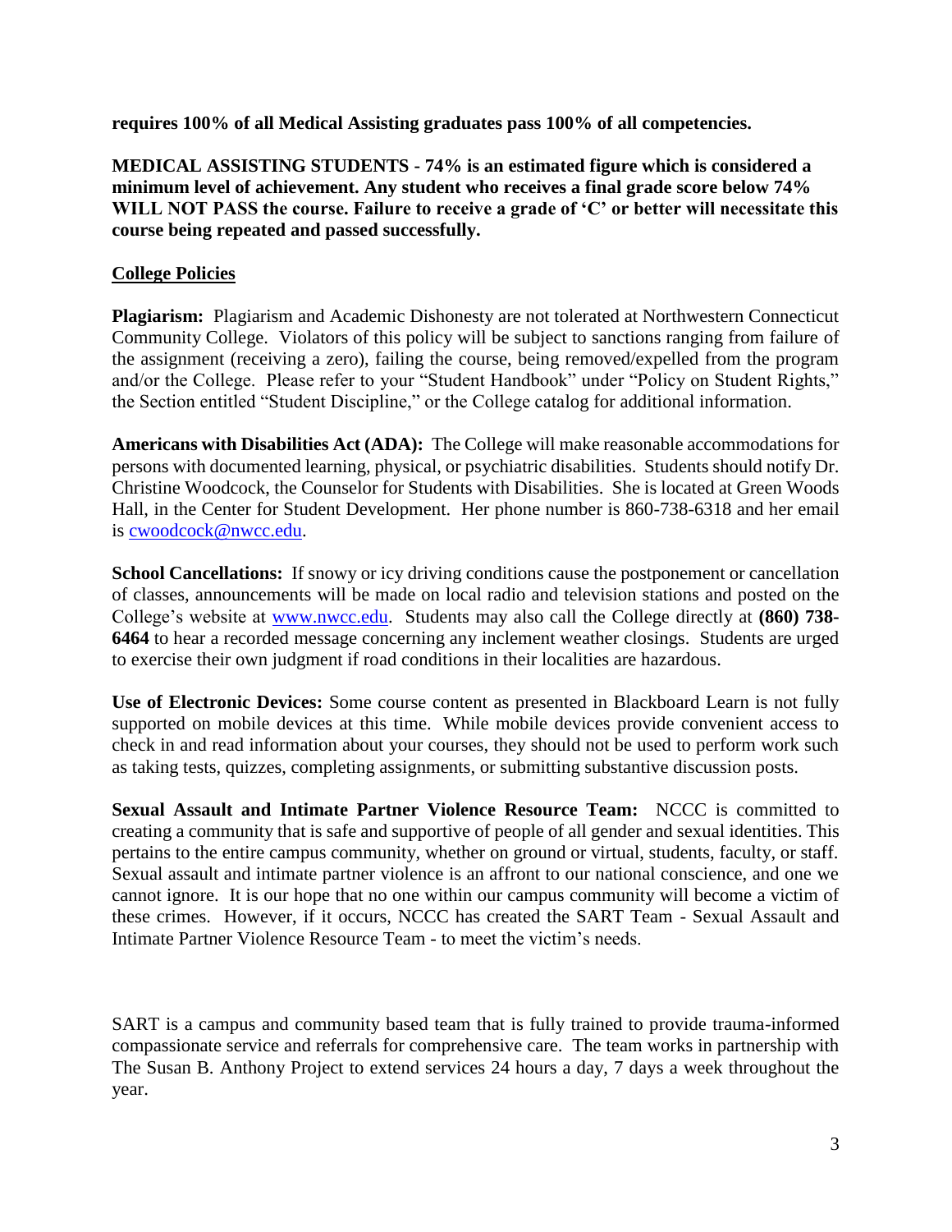**requires 100% of all Medical Assisting graduates pass 100% of all competencies.**

**MEDICAL ASSISTING STUDENTS - 74% is an estimated figure which is considered a minimum level of achievement. Any student who receives a final grade score below 74% WILL NOT PASS the course. Failure to receive a grade of 'C' or better will necessitate this course being repeated and passed successfully.**

## College Policies

**Plagiarism:** Plagiarism and Academic Dishonesty are not tolerated at Northwestern Connecticut Community College. Violators of this policy will be subject to sanctions ranging from failure of the assignment (receiving a zero), failing the course, being removed/expelled from the program and/or the College. Please refer to your "Student Handbook" under "Policy on Student Rights," the Section entitled "Student Discipline," or the College catalog for additional information.

**Americans with Disabilities Act (ADA):** The College will make reasonable accommodations for persons with documented learning, physical, or psychiatric disabilities. Students should notify Dr. Christine Woodcock, the Counselor for Students with Disabilities. She is located at Green Woods Hall, in the Center for Student Development. Her phone number is 860-738-6318 and her email is cwoodcock@nwcc.edu.

**School Cancellations:** If snowy or icy driving conditions cause the postponement or cancellation of classes, announcements will be made on local radio and television stations and posted on the College's website at www.nwcc.edu. Students may also call the College directly at **(860) 738-6464** to hear a recorded message concerning any inclement weather closings. Students are urged to exercise their own judgment if road conditions in their localities are hazardous.

**Use of Electronic Devices:** Some course content as presented in Blackboard Learn is not fully supported on mobile devices at this time. While mobile devices provide convenient access to check in and read information about your courses, they should not be used to perform work such as taking tests, quizzes, completing assignments, or submitting substantive discussion posts.

**Sexual Assault and Intimate Partner Violence Resource Team:** NCCC is committed to creating a community that is safe and supportive of people of all gender and sexual identities. This pertains to the entire campus community, whether on ground or virtual, students, faculty, or staff. Sexual assault and intimate partner violence is an affront to our national conscience, and one we cannot ignore. It is our hope that no one within our campus community will become a victim of these crimes. However, if it occurs, NCCC has created the SART Team - Sexual Assault and Intimate Partner Violence Resource Team - to meet the victim's needs.

SART is a campus and community based team that is fully trained to provide trauma-informed compassionate service and referrals for comprehensive care. The team works in partnership with The Susan B. Anthony Project to extend services 24 hours a day, 7 days a week throughout the year.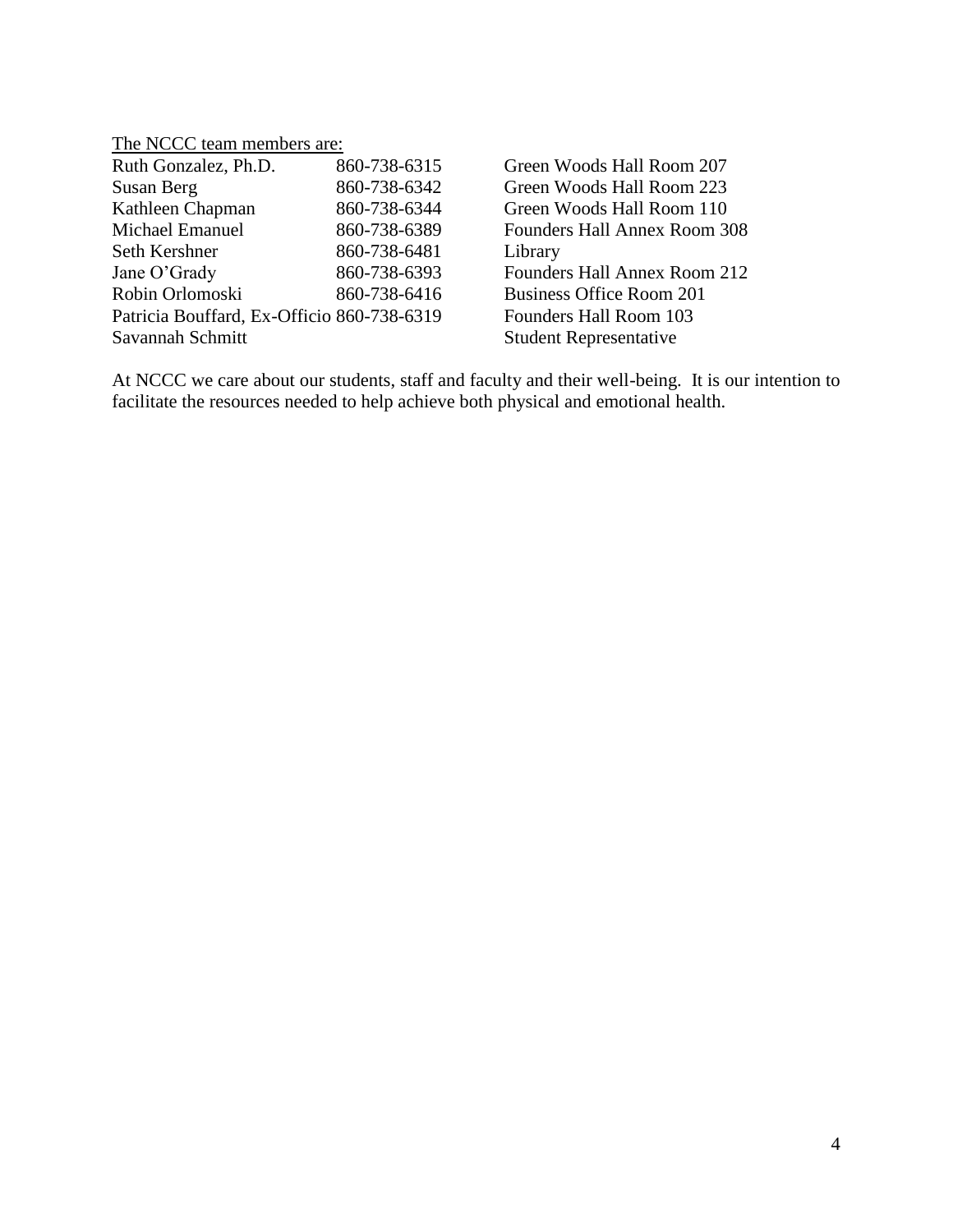<u>The NCCC team members are:</u>

| | | |
|---|---|---|
| Ruth Gonzalez, Ph.D. | 860-738-6315 | Green Woods Hall Room 207 |
| Susan Berg | 860-738-6342 | Green Woods Hall Room 223 |
| Kathleen Chapman | 860-738-6344 | Green Woods Hall Room 110 |
| Michael Emanuel | 860-738-6389 | Founders Hall Annex Room 308 |
| Seth Kershner | 860-738-6481 | Library |
| Jane O'Grady | 860-738-6393 | Founders Hall Annex Room 212 |
| Robin Orlomoski | 860-738-6416 | Business Office Room 201 |
| Patricia Bouffard, Ex-Officio | 860-738-6319 | Founders Hall Room 103 |
| Savannah Schmitt | | Student Representative |

At NCCC we care about our students, staff and faculty and their well-being. It is our intention to facilitate the resources needed to help achieve both physical and emotional health.